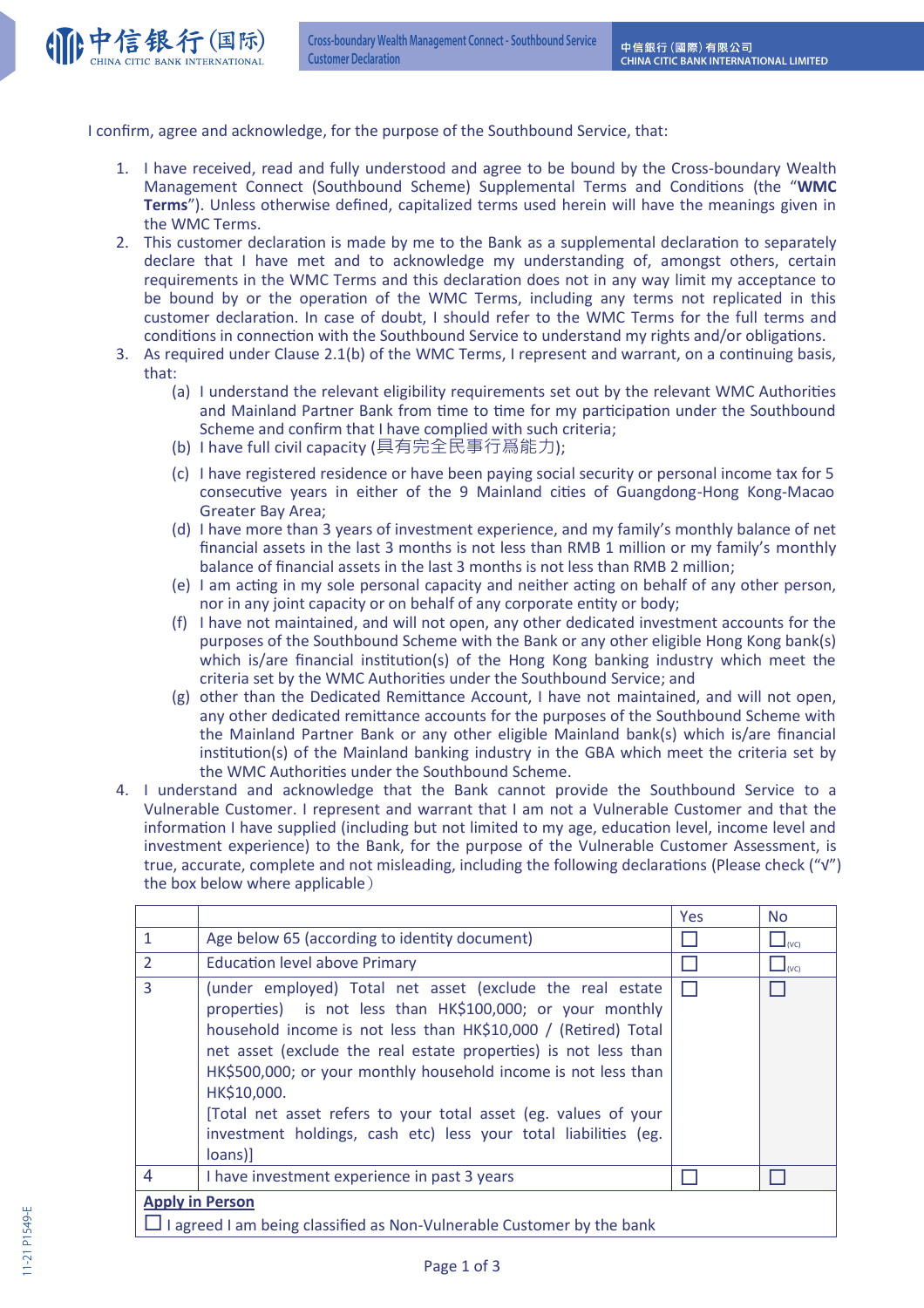I confirm, agree and acknowledge, for the purpose of the Southbound Service, that:

1. I have received, read and fully understood and agree to be bound by the Cross-boundary Wealth Management Connect (Southbound Scheme) Supplemental Terms and Conditions (the "**WMC Terms**"). Unless otherwise defined, capitalized terms used herein will have the meanings given in the WMC Terms.
2. This customer declaration is made by me to the Bank as a supplemental declaration to separately declare that I have met and to acknowledge my understanding of, amongst others, certain requirements in the WMC Terms and this declaration does not in any way limit my acceptance to be bound by or the operation of the WMC Terms, including any terms not replicated in this customer declaration. In case of doubt, I should refer to the WMC Terms for the full terms and conditions in connection with the Southbound Service to understand my rights and/or obligations.
3. As required under Clause 2.1(b) of the WMC Terms, I represent and warrant, on a continuing basis, that:
   (a) I understand the relevant eligibility requirements set out by the relevant WMC Authorities and Mainland Partner Bank from time to time for my participation under the Southbound Scheme and confirm that I have complied with such criteria;
   (b) I have full civil capacity (具有完全民事行爲能力);
   (c) I have registered residence or have been paying social security or personal income tax for 5 consecutive years in either of the 9 Mainland cities of Guangdong-Hong Kong-Macao Greater Bay Area;
   (d) I have more than 3 years of investment experience, and my family's monthly balance of net financial assets in the last 3 months is not less than RMB 1 million or my family's monthly balance of financial assets in the last 3 months is not less than RMB 2 million;
   (e) I am acting in my sole personal capacity and neither acting on behalf of any other person, nor in any joint capacity or on behalf of any corporate entity or body;
   (f) I have not maintained, and will not open, any other dedicated investment accounts for the purposes of the Southbound Scheme with the Bank or any other eligible Hong Kong bank(s) which is/are financial institution(s) of the Hong Kong banking industry which meet the criteria set by the WMC Authorities under the Southbound Service; and
   (g) other than the Dedicated Remittance Account, I have not maintained, and will not open, any other dedicated remittance accounts for the purposes of the Southbound Scheme with the Mainland Partner Bank or any other eligible Mainland bank(s) which is/are financial institution(s) of the Mainland banking industry in the GBA which meet the criteria set by the WMC Authorities under the Southbound Scheme.
4. I understand and acknowledge that the Bank cannot provide the Southbound Service to a Vulnerable Customer. I represent and warrant that I am not a Vulnerable Customer and that the information I have supplied (including but not limited to my age, education level, income level and investment experience) to the Bank, for the purpose of the Vulnerable Customer Assessment, is true, accurate, complete and not misleading, including the following declarations (Please check ("√") the box below where applicable)

| | | Yes | No |
|---|---|---|---|
| 1 | Age below 65 (according to identity document) | ☐ | ☐(VC) |
| 2 | Education level above Primary | ☐ | ☐(VC) |
| 3 | (under employed) Total net asset (exclude the real estate properties) is not less than HK$100,000; or your monthly household income is not less than HK$10,000 / (Retired) Total net asset (exclude the real estate properties) is not less than HK$500,000; or your monthly household income is not less than HK$10,000.<br>[Total net asset refers to your total asset (eg. values of your investment holdings, cash etc) less your total liabilities (eg. loans)] | ☐ | ☐ |
| 4 | I have investment experience in past 3 years | ☐ | ☐ |
| **Apply in Person**<br>☐ I agreed I am being classified as Non-Vulnerable Customer by the bank | | | |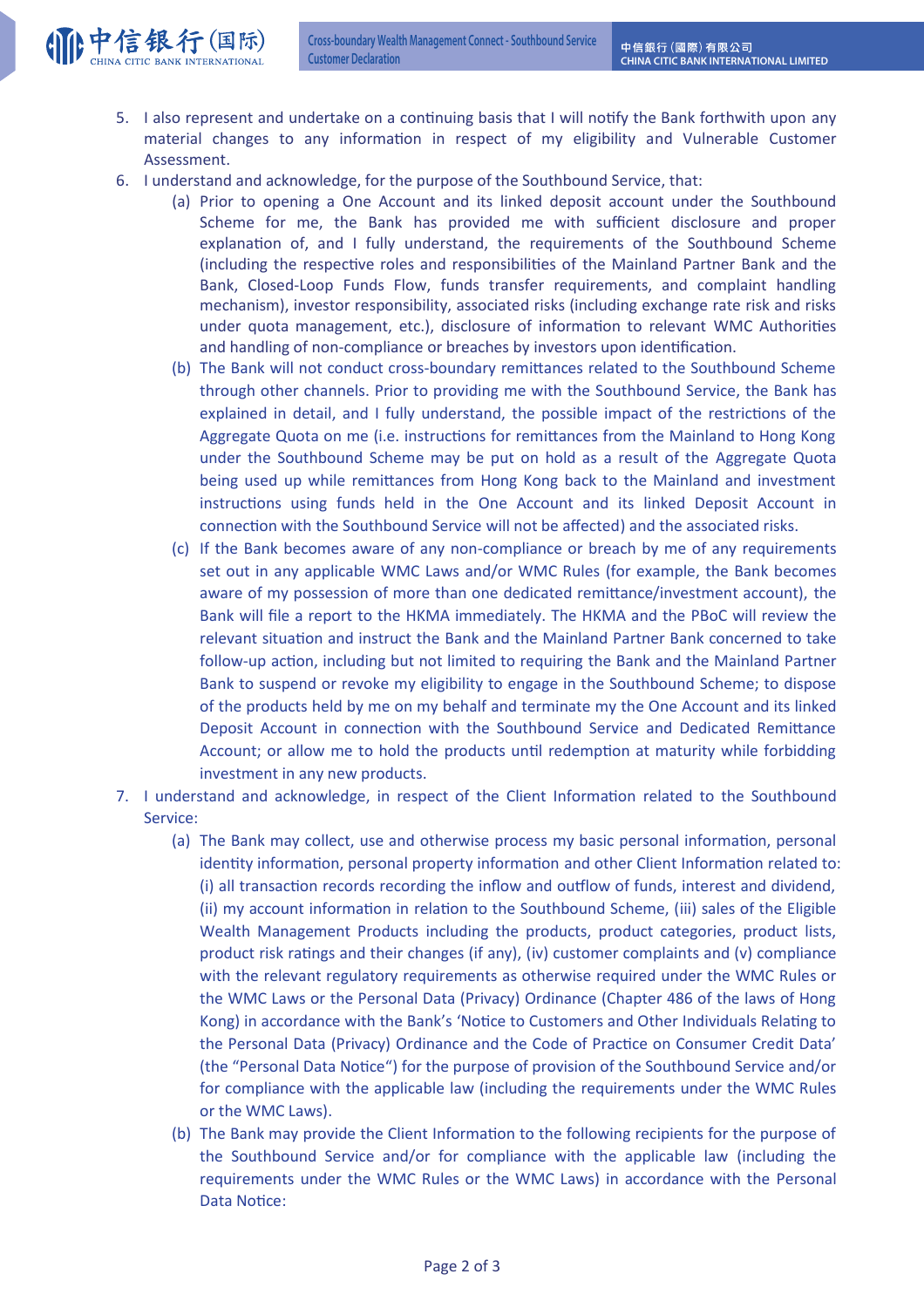5. I also represent and undertake on a continuing basis that I will notify the Bank forthwith upon any material changes to any information in respect of my eligibility and Vulnerable Customer Assessment.
6. I understand and acknowledge, for the purpose of the Southbound Service, that:
   (a) Prior to opening a One Account and its linked deposit account under the Southbound Scheme for me, the Bank has provided me with sufficient disclosure and proper explanation of, and I fully understand, the requirements of the Southbound Scheme (including the respective roles and responsibilities of the Mainland Partner Bank and the Bank, Closed-Loop Funds Flow, funds transfer requirements, and complaint handling mechanism), investor responsibility, associated risks (including exchange rate risk and risks under quota management, etc.), disclosure of information to relevant WMC Authorities and handling of non-compliance or breaches by investors upon identification.
   (b) The Bank will not conduct cross-boundary remittances related to the Southbound Scheme through other channels. Prior to providing me with the Southbound Service, the Bank has explained in detail, and I fully understand, the possible impact of the restrictions of the Aggregate Quota on me (i.e. instructions for remittances from the Mainland to Hong Kong under the Southbound Scheme may be put on hold as a result of the Aggregate Quota being used up while remittances from Hong Kong back to the Mainland and investment instructions using funds held in the One Account and its linked Deposit Account in connection with the Southbound Service will not be affected) and the associated risks.
   (c) If the Bank becomes aware of any non-compliance or breach by me of any requirements set out in any applicable WMC Laws and/or WMC Rules (for example, the Bank becomes aware of my possession of more than one dedicated remittance/investment account), the Bank will file a report to the HKMA immediately. The HKMA and the PBoC will review the relevant situation and instruct the Bank and the Mainland Partner Bank concerned to take follow-up action, including but not limited to requiring the Bank and the Mainland Partner Bank to suspend or revoke my eligibility to engage in the Southbound Scheme; to dispose of the products held by me on my behalf and terminate my the One Account and its linked Deposit Account in connection with the Southbound Service and Dedicated Remittance Account; or allow me to hold the products until redemption at maturity while forbidding investment in any new products.
7. I understand and acknowledge, in respect of the Client Information related to the Southbound Service:
   (a) The Bank may collect, use and otherwise process my basic personal information, personal identity information, personal property information and other Client Information related to: (i) all transaction records recording the inflow and outflow of funds, interest and dividend, (ii) my account information in relation to the Southbound Scheme, (iii) sales of the Eligible Wealth Management Products including the products, product categories, product lists, product risk ratings and their changes (if any), (iv) customer complaints and (v) compliance with the relevant regulatory requirements as otherwise required under the WMC Rules or the WMC Laws or the Personal Data (Privacy) Ordinance (Chapter 486 of the laws of Hong Kong) in accordance with the Bank's 'Notice to Customers and Other Individuals Relating to the Personal Data (Privacy) Ordinance and the Code of Practice on Consumer Credit Data' (the "Personal Data Notice") for the purpose of provision of the Southbound Service and/or for compliance with the applicable law (including the requirements under the WMC Rules or the WMC Laws).
   (b) The Bank may provide the Client Information to the following recipients for the purpose of the Southbound Service and/or for compliance with the applicable law (including the requirements under the WMC Rules or the WMC Laws) in accordance with the Personal Data Notice: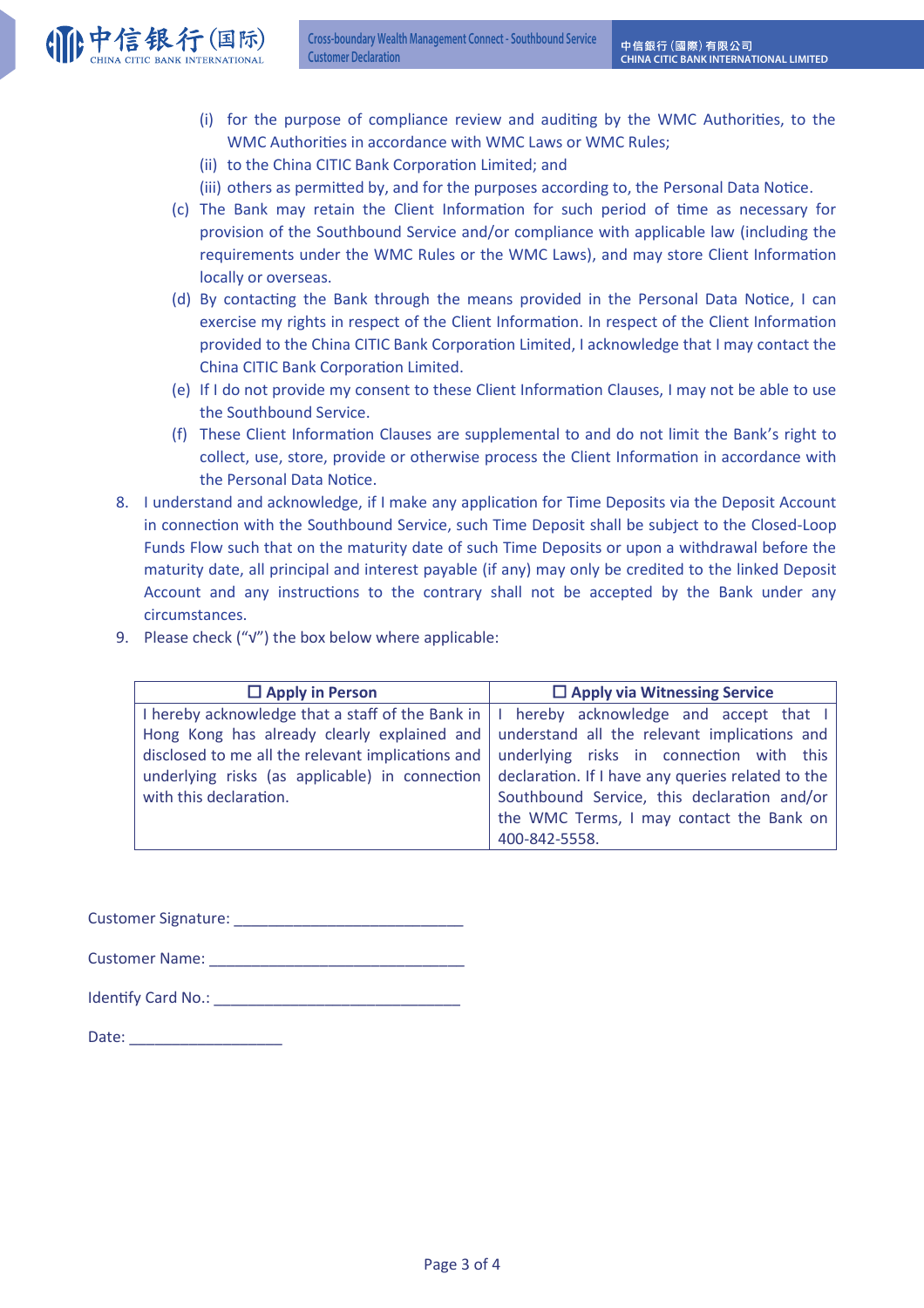(i) for the purpose of compliance review and auditing by the WMC Authorities, to the WMC Authorities in accordance with WMC Laws or WMC Rules;

(ii) to the China CITIC Bank Corporation Limited; and

(iii) others as permitted by, and for the purposes according to, the Personal Data Notice.

(c) The Bank may retain the Client Information for such period of time as necessary for provision of the Southbound Service and/or compliance with applicable law (including the requirements under the WMC Rules or the WMC Laws), and may store Client Information locally or overseas.

(d) By contacting the Bank through the means provided in the Personal Data Notice, I can exercise my rights in respect of the Client Information. In respect of the Client Information provided to the China CITIC Bank Corporation Limited, I acknowledge that I may contact the China CITIC Bank Corporation Limited.

(e) If I do not provide my consent to these Client Information Clauses, I may not be able to use the Southbound Service.

(f) These Client Information Clauses are supplemental to and do not limit the Bank's right to collect, use, store, provide or otherwise process the Client Information in accordance with the Personal Data Notice.

8. I understand and acknowledge, if I make any application for Time Deposits via the Deposit Account in connection with the Southbound Service, such Time Deposit shall be subject to the Closed-Loop Funds Flow such that on the maturity date of such Time Deposits or upon a withdrawal before the maturity date, all principal and interest payable (if any) may only be credited to the linked Deposit Account and any instructions to the contrary shall not be accepted by the Bank under any circumstances.

9. Please check ("√") the box below where applicable:

| ☐ **Apply in Person** | ☐ **Apply via Witnessing Service** |
|---|---|
| I hereby acknowledge that a staff of the Bank in Hong Kong has already clearly explained and disclosed to me all the relevant implications and underlying risks (as applicable) in connection with this declaration. | I hereby acknowledge and accept that I understand all the relevant implications and underlying risks in connection with this declaration. If I have any queries related to the Southbound Service, this declaration and/or the WMC Terms, I may contact the Bank on 400-842-5558. |

Customer Signature: ____________________________

Customer Name: ________________________________

Identify Card No.: ______________________________

Date: ___________________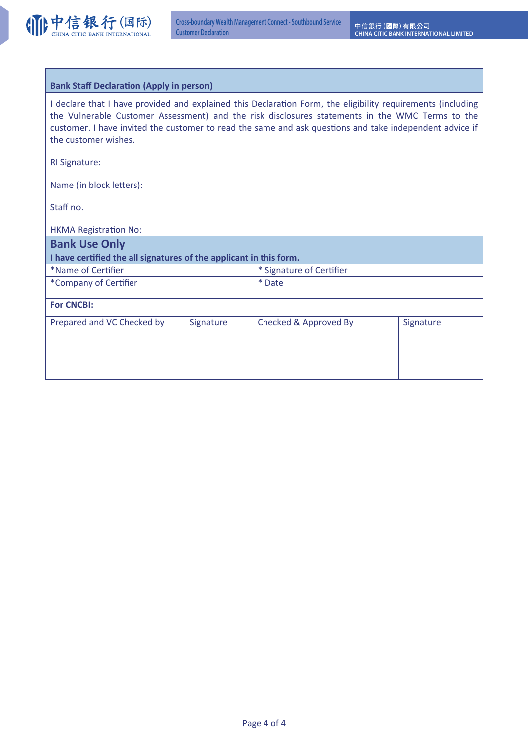**Bank Staff Declaration (Apply in person)**

I declare that I have provided and explained this Declaration Form, the eligibility requirements (including the Vulnerable Customer Assessment) and the risk disclosures statements in the WMC Terms to the customer. I have invited the customer to read the same and ask questions and take independent advice if the customer wishes.

RI Signature:

Name (in block letters):

Staff no.

HKMA Registration No:

## Bank Use Only

**I have certified the all signatures of the applicant in this form.**

| | |
|---|---|
| *Name of Certifier | * Signature of Certifier |
| *Company of Certifier | * Date |

**For CNCBI:**

| | | | |
|---|---|---|---|
| Prepared and VC Checked by | Signature | Checked & Approved By | Signature |